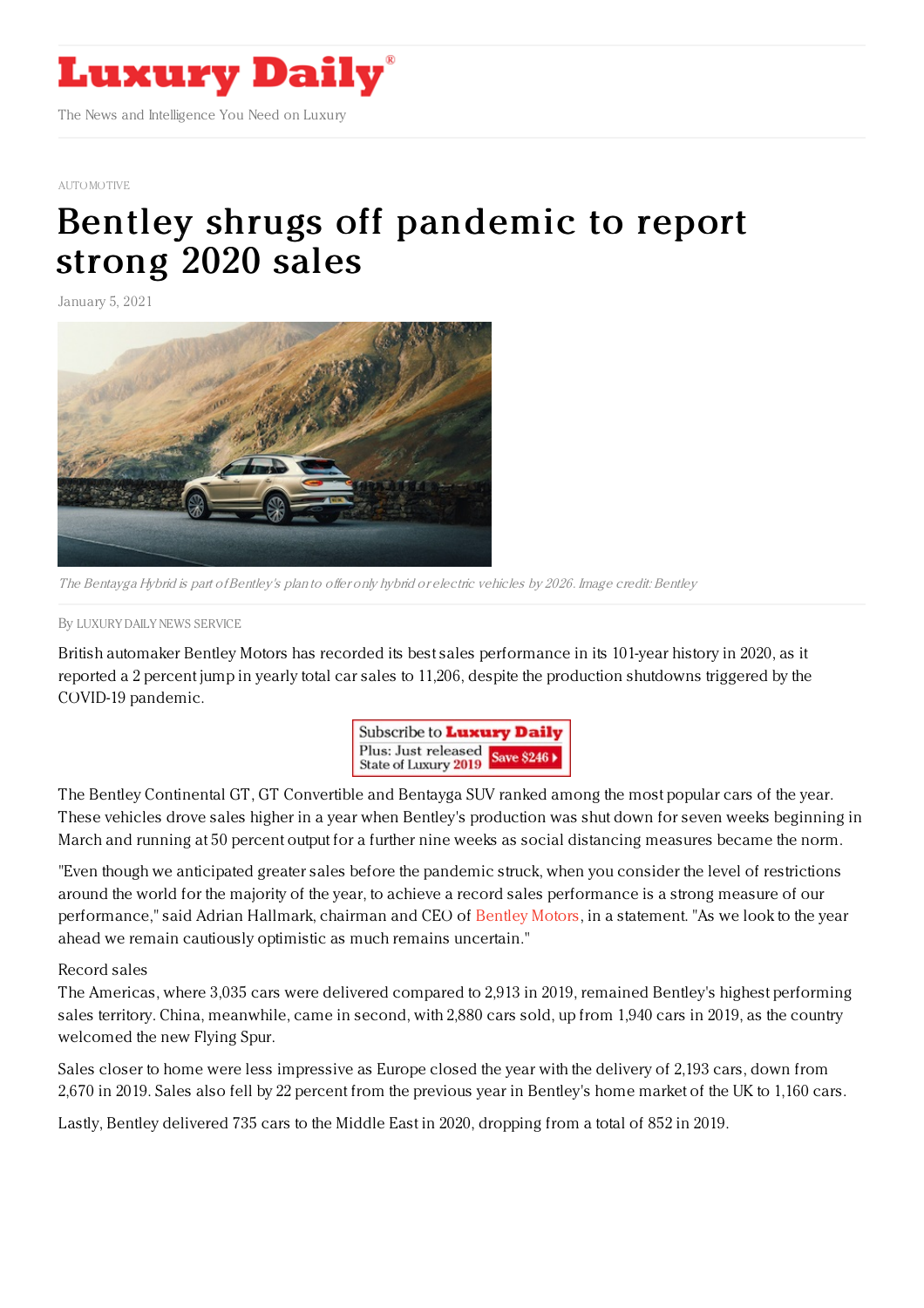AUTOMOTIVE

# Bentley shrugs off pandemic to report strong 2020 sales

January 5, 2021

*The Bentayga Hybrid is part of Bentley's plan to offer only hybrid or electric vehicles by 2026. Image credit: Bentley*

By LUXURY DAILY NEWS SERVICE

British automaker Bentley Motors has recorded its best sales performance in its 101-year history in 2020, as it reported a 2 percent jump in yearly total car sales to 11,206, despite the production shutdowns triggered by the COVID-19 pandemic.

The Bentley Continental GT, GT Convertible and Bentayga SUV ranked among the most popular cars of the year. These vehicles drove sales higher in a year when Bentley's production was shut down for seven weeks beginning in March and running at 50 percent output for a further nine weeks as social distancing measures became the norm.

"Even though we anticipated greater sales before the pandemic struck, when you consider the level of restrictions around the world for the majority of the year, to achieve a record sales performance is a strong measure of our performance," said Adrian Hallmark, chairman and CEO of Bentley Motors, in a statement. "As we look to the year ahead we remain cautiously optimistic as much remains uncertain."

## Record sales

The Americas, where 3,035 cars were delivered compared to 2,913 in 2019, remained Bentley's highest performing sales territory. China, meanwhile, came in second, with 2,880 cars sold, up from 1,940 cars in 2019, as the country welcomed the new Flying Spur.

Sales closer to home were less impressive as Europe closed the year with the delivery of 2,193 cars, down from 2,670 in 2019. Sales also fell by 22 percent from the previous year in Bentley's home market of the UK to 1,160 cars.

Lastly, Bentley delivered 735 cars to the Middle East in 2020, dropping from a total of 852 in 2019.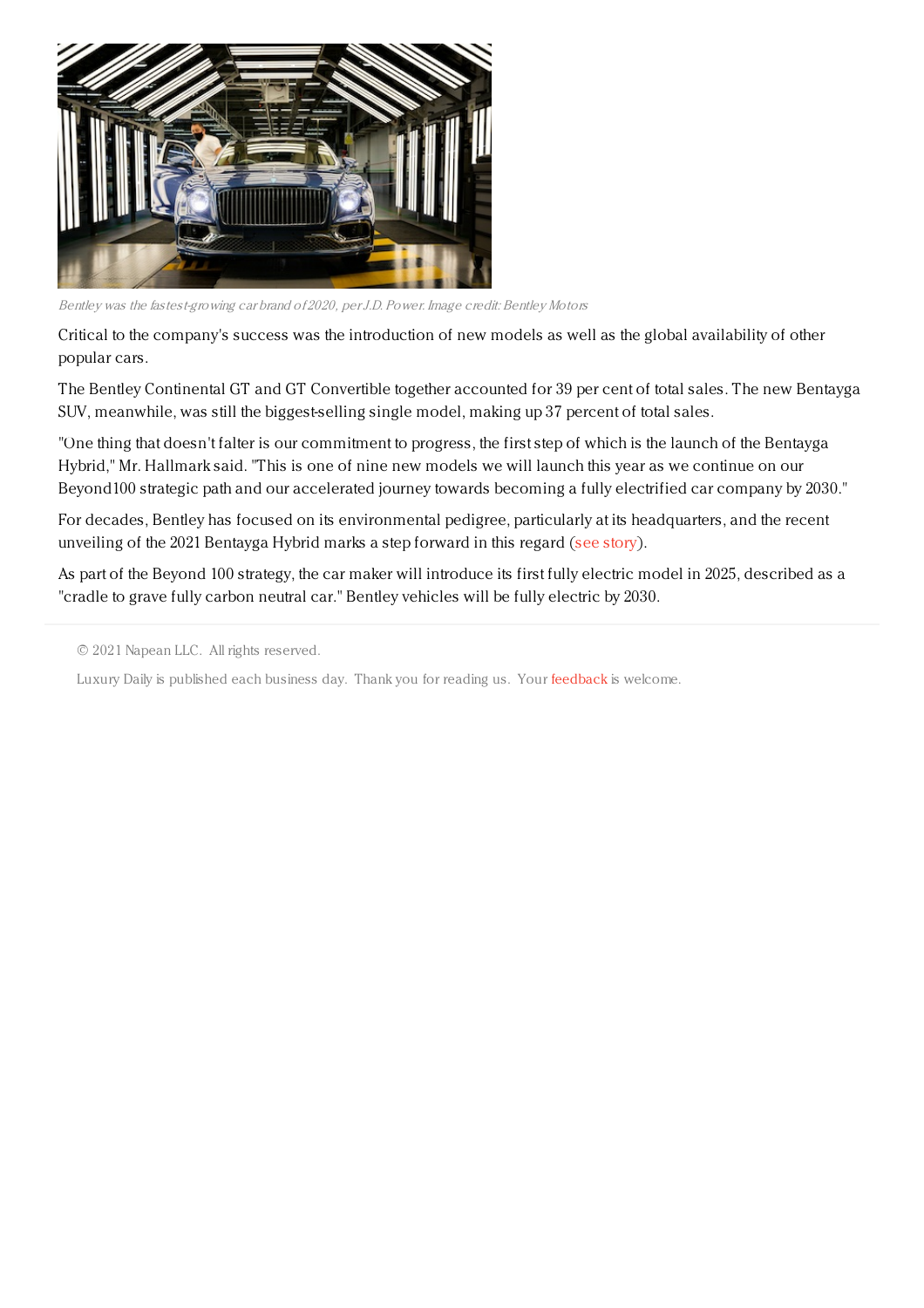*Bentley was the fastest-growing car brand of 2020, per J.D. Power. Image credit: Bentley Motors*

Critical to the company's success was the introduction of new models as well as the global availability of other popular cars.

The Bentley Continental GT and GT Convertible together accounted for 39 per cent of total sales. The new Bentayga SUV, meanwhile, was still the biggest-selling single model, making up 37 percent of total sales.

"One thing that doesn't falter is our commitment to progress, the first step of which is the launch of the Bentayga Hybrid," Mr. Hallmark said. "This is one of nine new models we will launch this year as we continue on our Beyond100 strategic path and our accelerated journey towards becoming a fully electrified car company by 2030."

For decades, Bentley has focused on its environmental pedigree, particularly at its headquarters, and the recent unveiling of the 2021 Bentayga Hybrid marks a step forward in this regard (see story).

As part of the Beyond 100 strategy, the car maker will introduce its first fully electric model in 2025, described as a "cradle to grave fully carbon neutral car." Bentley vehicles will be fully electric by 2030.

© 2021 Napean LLC. All rights reserved.

Luxury Daily is published each business day. Thank you for reading us. Your feedback is welcome.